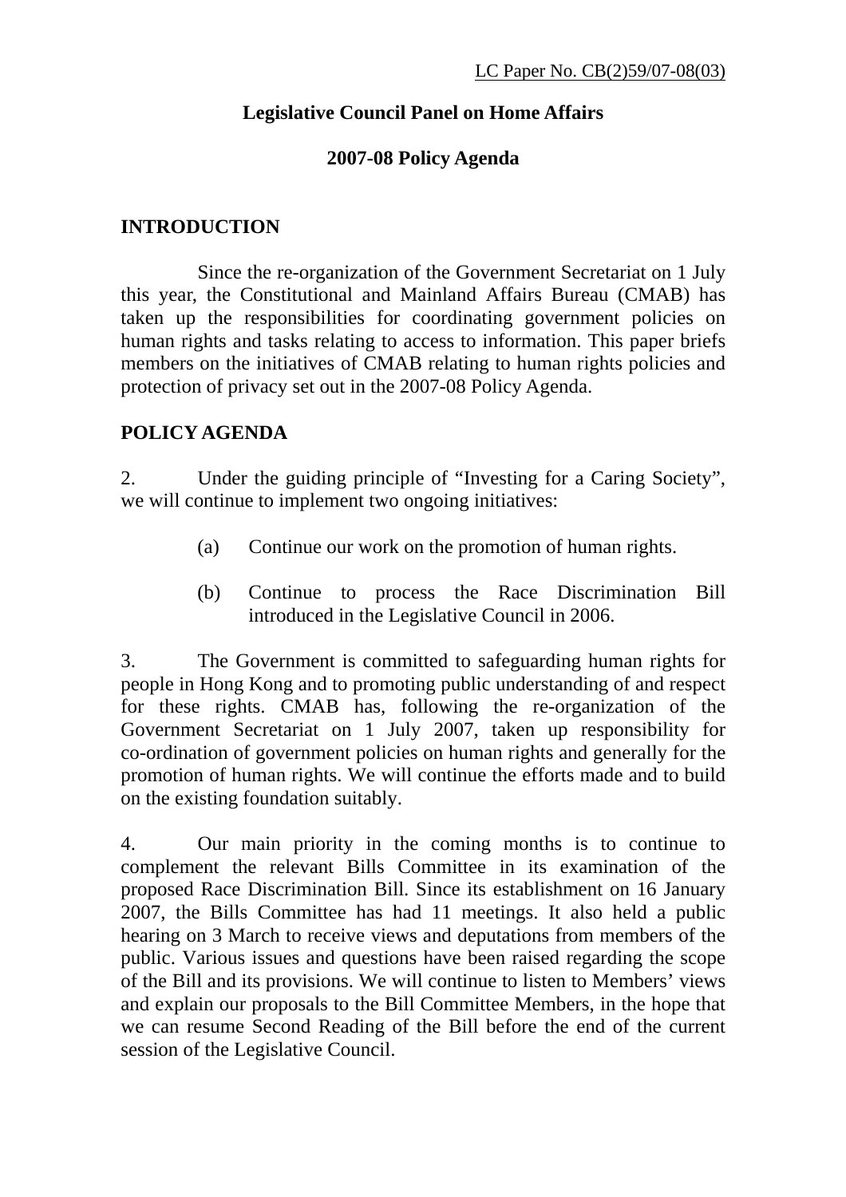LC Paper No. CB(2)59/07-08(03)

# Legislative Council Panel on Home Affairs

## 2007-08 Policy Agenda

### INTRODUCTION

Since the re-organization of the Government Secretariat on 1 July this year, the Constitutional and Mainland Affairs Bureau (CMAB) has taken up the responsibilities for coordinating government policies on human rights and tasks relating to access to information. This paper briefs members on the initiatives of CMAB relating to human rights policies and protection of privacy set out in the 2007-08 Policy Agenda.

### POLICY AGENDA

2. Under the guiding principle of "Investing for a Caring Society", we will continue to implement two ongoing initiatives:

   (a) Continue our work on the promotion of human rights.

   (b) Continue to process the Race Discrimination Bill introduced in the Legislative Council in 2006.

3. The Government is committed to safeguarding human rights for people in Hong Kong and to promoting public understanding of and respect for these rights. CMAB has, following the re-organization of the Government Secretariat on 1 July 2007, taken up responsibility for co-ordination of government policies on human rights and generally for the promotion of human rights. We will continue the efforts made and to build on the existing foundation suitably.

4. Our main priority in the coming months is to continue to complement the relevant Bills Committee in its examination of the proposed Race Discrimination Bill. Since its establishment on 16 January 2007, the Bills Committee has had 11 meetings. It also held a public hearing on 3 March to receive views and deputations from members of the public. Various issues and questions have been raised regarding the scope of the Bill and its provisions. We will continue to listen to Members' views and explain our proposals to the Bill Committee Members, in the hope that we can resume Second Reading of the Bill before the end of the current session of the Legislative Council.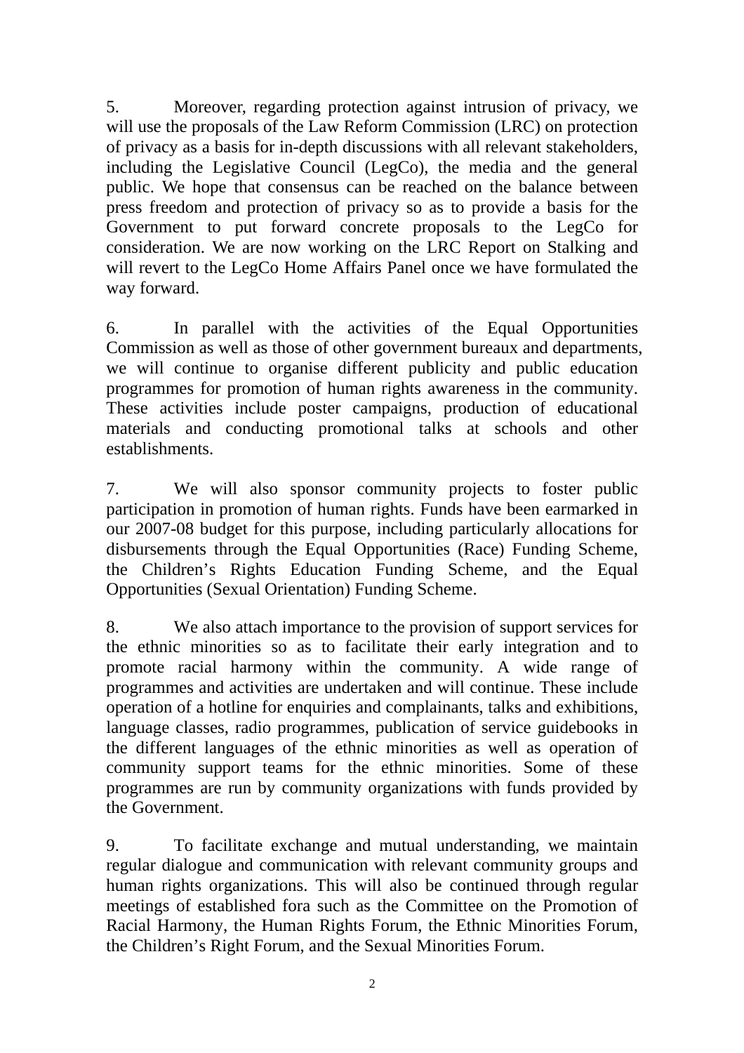5. Moreover, regarding protection against intrusion of privacy, we will use the proposals of the Law Reform Commission (LRC) on protection of privacy as a basis for in-depth discussions with all relevant stakeholders, including the Legislative Council (LegCo), the media and the general public. We hope that consensus can be reached on the balance between press freedom and protection of privacy so as to provide a basis for the Government to put forward concrete proposals to the LegCo for consideration. We are now working on the LRC Report on Stalking and will revert to the LegCo Home Affairs Panel once we have formulated the way forward.

6. In parallel with the activities of the Equal Opportunities Commission as well as those of other government bureaux and departments, we will continue to organise different publicity and public education programmes for promotion of human rights awareness in the community. These activities include poster campaigns, production of educational materials and conducting promotional talks at schools and other establishments.

7. We will also sponsor community projects to foster public participation in promotion of human rights. Funds have been earmarked in our 2007-08 budget for this purpose, including particularly allocations for disbursements through the Equal Opportunities (Race) Funding Scheme, the Children's Rights Education Funding Scheme, and the Equal Opportunities (Sexual Orientation) Funding Scheme.

8. We also attach importance to the provision of support services for the ethnic minorities so as to facilitate their early integration and to promote racial harmony within the community. A wide range of programmes and activities are undertaken and will continue. These include operation of a hotline for enquiries and complainants, talks and exhibitions, language classes, radio programmes, publication of service guidebooks in the different languages of the ethnic minorities as well as operation of community support teams for the ethnic minorities. Some of these programmes are run by community organizations with funds provided by the Government.

9. To facilitate exchange and mutual understanding, we maintain regular dialogue and communication with relevant community groups and human rights organizations. This will also be continued through regular meetings of established fora such as the Committee on the Promotion of Racial Harmony, the Human Rights Forum, the Ethnic Minorities Forum, the Children's Right Forum, and the Sexual Minorities Forum.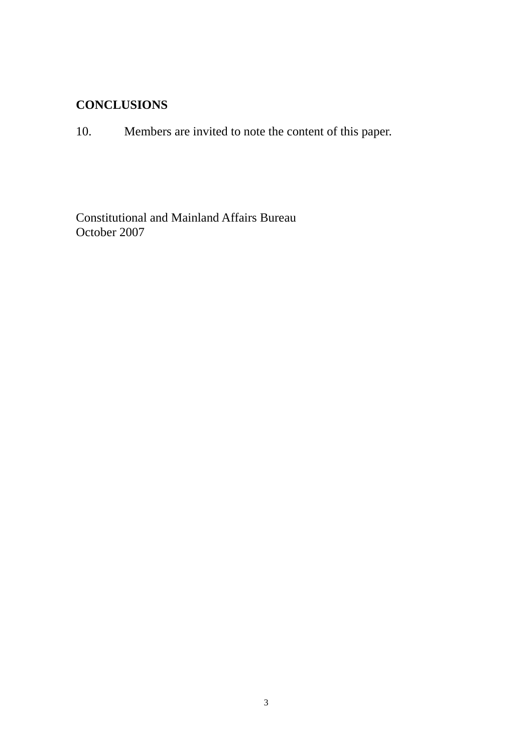**CONCLUSIONS**

10. Members are invited to note the content of this paper.

Constitutional and Mainland Affairs Bureau
October 2007